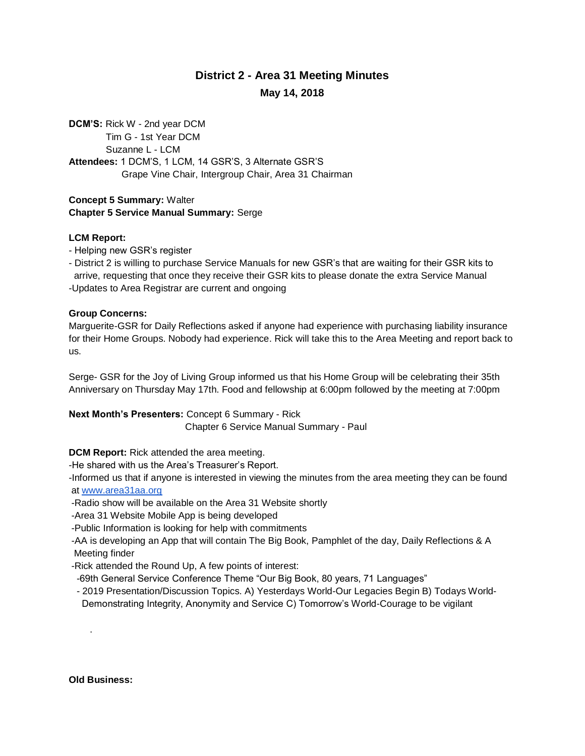# District 2 - Area 31 Meeting Minutes

**May 14, 2018**

**DCM'S:** Rick W - 2nd year DCM
Tim G - 1st Year DCM
Suzanne L - LCM

**Attendees:** 1 DCM'S, 1 LCM, 14 GSR'S, 3 Alternate GSR'S
Grape Vine Chair, Intergroup Chair, Area 31 Chairman

**Concept 5 Summary:** Walter
**Chapter 5 Service Manual Summary:** Serge

**LCM Report:**

- Helping new GSR's register
- District 2 is willing to purchase Service Manuals for new GSR's that are waiting for their GSR kits to arrive, requesting that once they receive their GSR kits to please donate the extra Service Manual
- Updates to Area Registrar are current and ongoing

**Group Concerns:**

Marguerite-GSR for Daily Reflections asked if anyone had experience with purchasing liability insurance for their Home Groups. Nobody had experience. Rick will take this to the Area Meeting and report back to us.

Serge- GSR for the Joy of Living Group informed us that his Home Group will be celebrating their 35th Anniversary on Thursday May 17th. Food and fellowship at 6:00pm followed by the meeting at 7:00pm

**Next Month's Presenters:** Concept 6 Summary - Rick
Chapter 6 Service Manual Summary - Paul

**DCM Report:** Rick attended the area meeting.

- He shared with us the Area's Treasurer's Report.
- Informed us that if anyone is interested in viewing the minutes from the area meeting they can be found at www.area31aa.org
- Radio show will be available on the Area 31 Website shortly
- Area 31 Website Mobile App is being developed
- Public Information is looking for help with commitments
- AA is developing an App that will contain The Big Book, Pamphlet of the day, Daily Reflections & A Meeting finder
- Rick attended the Round Up, A few points of interest:
  - 69th General Service Conference Theme "Our Big Book, 80 years, 71 Languages"
  - 2019 Presentation/Discussion Topics. A) Yesterdays World-Our Legacies Begin B) Todays World-Demonstrating Integrity, Anonymity and Service C) Tomorrow's World-Courage to be vigilant

**Old Business:**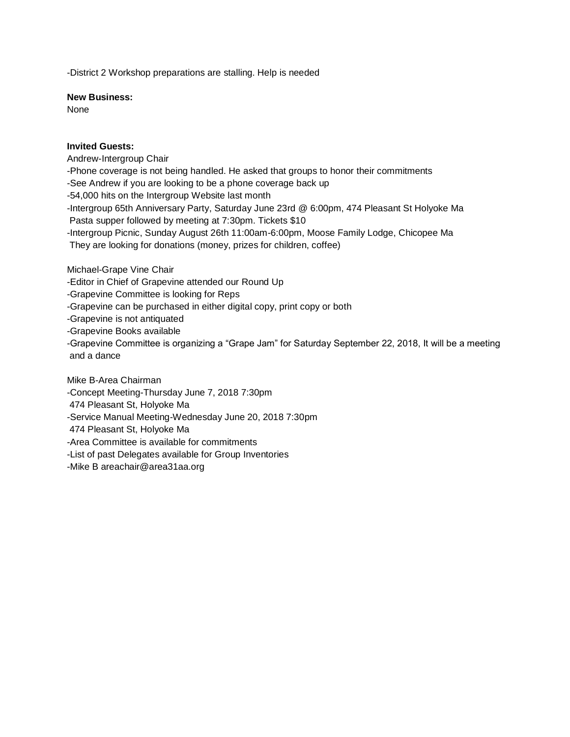-District 2 Workshop preparations are stalling. Help is needed

**New Business:**
None

**Invited Guests:**
Andrew-Intergroup Chair
-Phone coverage is not being handled. He asked that groups to honor their commitments
-See Andrew if you are looking to be a phone coverage back up
-54,000 hits on the Intergroup Website last month
-Intergroup 65th Anniversary Party, Saturday June 23rd @ 6:00pm, 474 Pleasant St Holyoke Ma
Pasta supper followed by meeting at 7:30pm. Tickets $10
-Intergroup Picnic, Sunday August 26th 11:00am-6:00pm, Moose Family Lodge, Chicopee Ma
They are looking for donations (money, prizes for children, coffee)

Michael-Grape Vine Chair
-Editor in Chief of Grapevine attended our Round Up
-Grapevine Committee is looking for Reps
-Grapevine can be purchased in either digital copy, print copy or both
-Grapevine is not antiquated
-Grapevine Books available
-Grapevine Committee is organizing a "Grape Jam" for Saturday September 22, 2018, It will be a meeting and a dance

Mike B-Area Chairman
-Concept Meeting-Thursday June 7, 2018 7:30pm
474 Pleasant St, Holyoke Ma
-Service Manual Meeting-Wednesday June 20, 2018 7:30pm
474 Pleasant St, Holyoke Ma
-Area Committee is available for commitments
-List of past Delegates available for Group Inventories
-Mike B areachair@area31aa.org